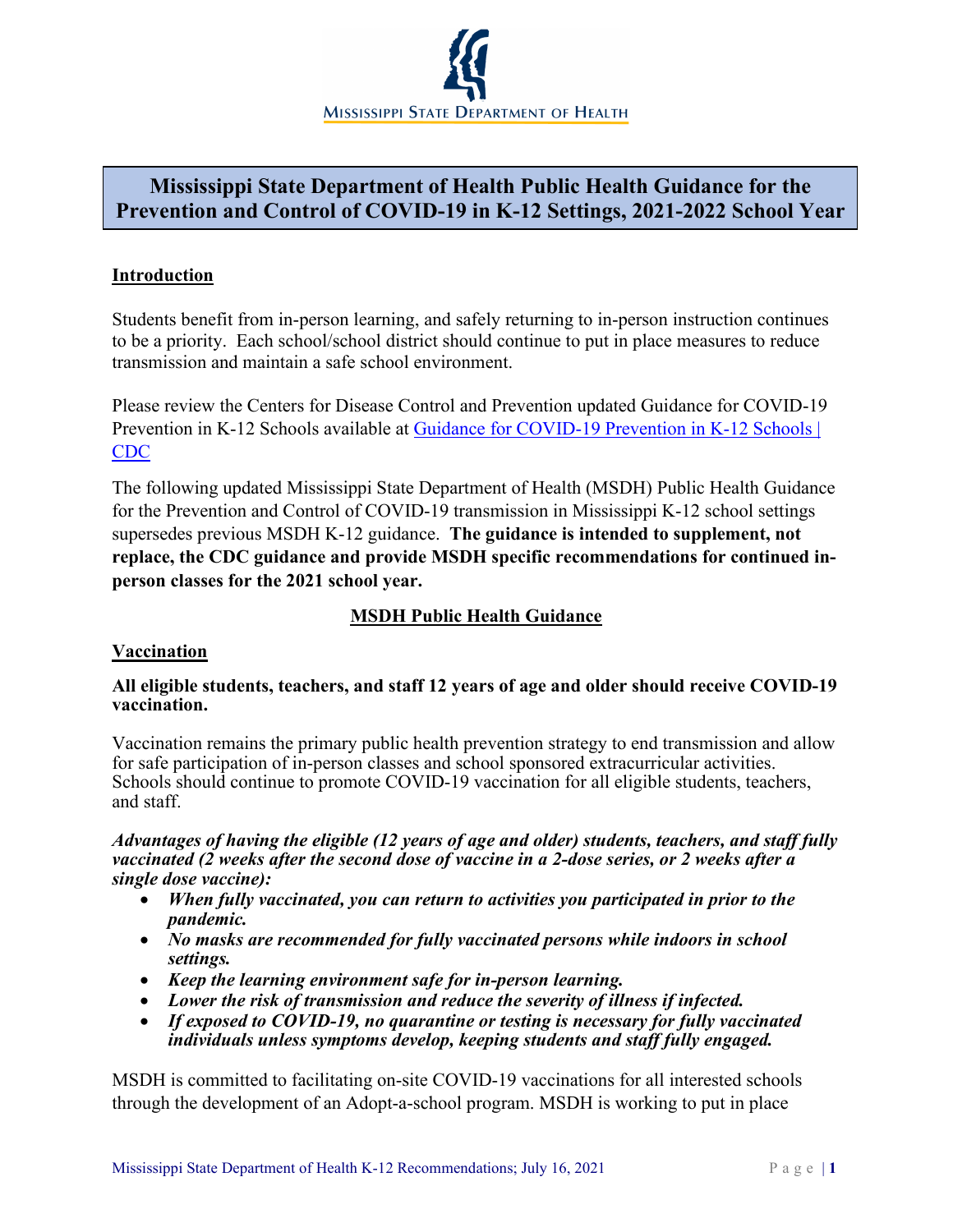MISSISSIPPI STATE DEPARTMENT OF HEALTH

# Mississippi State Department of Health Public Health Guidance for the Prevention and Control of COVID-19 in K-12 Settings, 2021-2022 School Year

## Introduction

Students benefit from in-person learning, and safely returning to in-person instruction continues to be a priority. Each school/school district should continue to put in place measures to reduce transmission and maintain a safe school environment.

Please review the Centers for Disease Control and Prevention updated Guidance for COVID-19 Prevention in K-12 Schools available at [Guidance for COVID-19 Prevention in K-12 Schools | CDC]

The following updated Mississippi State Department of Health (MSDH) Public Health Guidance for the Prevention and Control of COVID-19 transmission in Mississippi K-12 school settings supersedes previous MSDH K-12 guidance. **The guidance is intended to supplement, not replace, the CDC guidance and provide MSDH specific recommendations for continued in-person classes for the 2021 school year.**

## MSDH Public Health Guidance

### Vaccination

**All eligible students, teachers, and staff 12 years of age and older should receive COVID-19 vaccination.**

Vaccination remains the primary public health prevention strategy to end transmission and allow for safe participation of in-person classes and school sponsored extracurricular activities. Schools should continue to promote COVID-19 vaccination for all eligible students, teachers, and staff.

***Advantages of having the eligible (12 years of age and older) students, teachers, and staff fully vaccinated (2 weeks after the second dose of vaccine in a 2-dose series, or 2 weeks after a single dose vaccine):***

- ***When fully vaccinated, you can return to activities you participated in prior to the pandemic.***
- ***No masks are recommended for fully vaccinated persons while indoors in school settings.***
- ***Keep the learning environment safe for in-person learning.***
- ***Lower the risk of transmission and reduce the severity of illness if infected.***
- ***If exposed to COVID-19, no quarantine or testing is necessary for fully vaccinated individuals unless symptoms develop, keeping students and staff fully engaged.***

MSDH is committed to facilitating on-site COVID-19 vaccinations for all interested schools through the development of an Adopt-a-school program. MSDH is working to put in place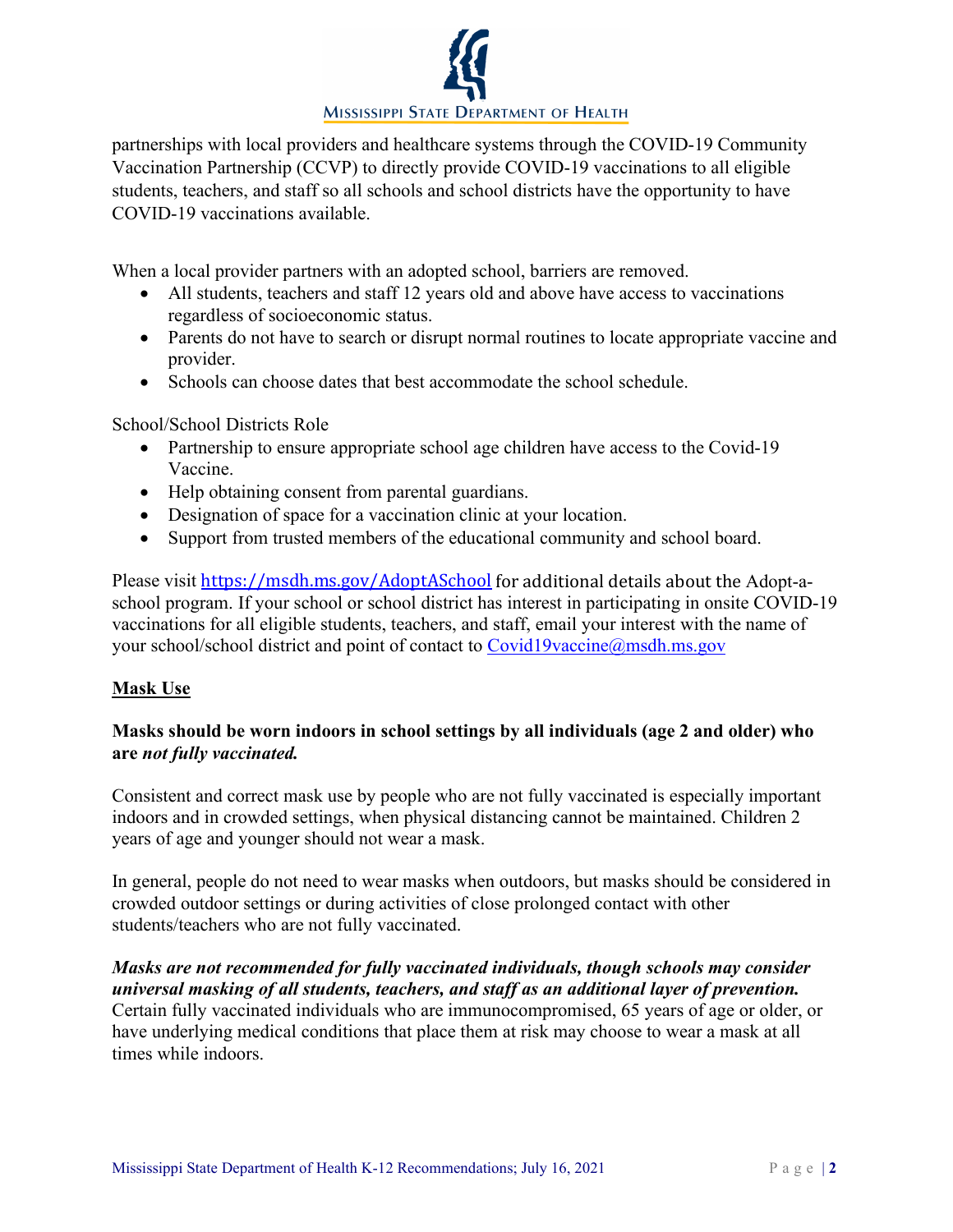partnerships with local providers and healthcare systems through the COVID-19 Community Vaccination Partnership (CCVP) to directly provide COVID-19 vaccinations to all eligible students, teachers, and staff so all schools and school districts have the opportunity to have COVID-19 vaccinations available.

When a local provider partners with an adopted school, barriers are removed.

- All students, teachers and staff 12 years old and above have access to vaccinations regardless of socioeconomic status.
- Parents do not have to search or disrupt normal routines to locate appropriate vaccine and provider.
- Schools can choose dates that best accommodate the school schedule.

School/School Districts Role

- Partnership to ensure appropriate school age children have access to the Covid-19 Vaccine.
- Help obtaining consent from parental guardians.
- Designation of space for a vaccination clinic at your location.
- Support from trusted members of the educational community and school board.

Please visit https://msdh.ms.gov/AdoptASchool for additional details about the Adopt-a-school program. If your school or school district has interest in participating in onsite COVID-19 vaccinations for all eligible students, teachers, and staff, email your interest with the name of your school/school district and point of contact to Covid19vaccine@msdh.ms.gov

## Mask Use

**Masks should be worn indoors in school settings by all individuals (age 2 and older) who are *not fully vaccinated.***

Consistent and correct mask use by people who are not fully vaccinated is especially important indoors and in crowded settings, when physical distancing cannot be maintained. Children 2 years of age and younger should not wear a mask.

In general, people do not need to wear masks when outdoors, but masks should be considered in crowded outdoor settings or during activities of close prolonged contact with other students/teachers who are not fully vaccinated.

***Masks are not recommended for fully vaccinated individuals, though schools may consider universal masking of all students, teachers, and staff as an additional layer of prevention.*** Certain fully vaccinated individuals who are immunocompromised, 65 years of age or older, or have underlying medical conditions that place them at risk may choose to wear a mask at all times while indoors.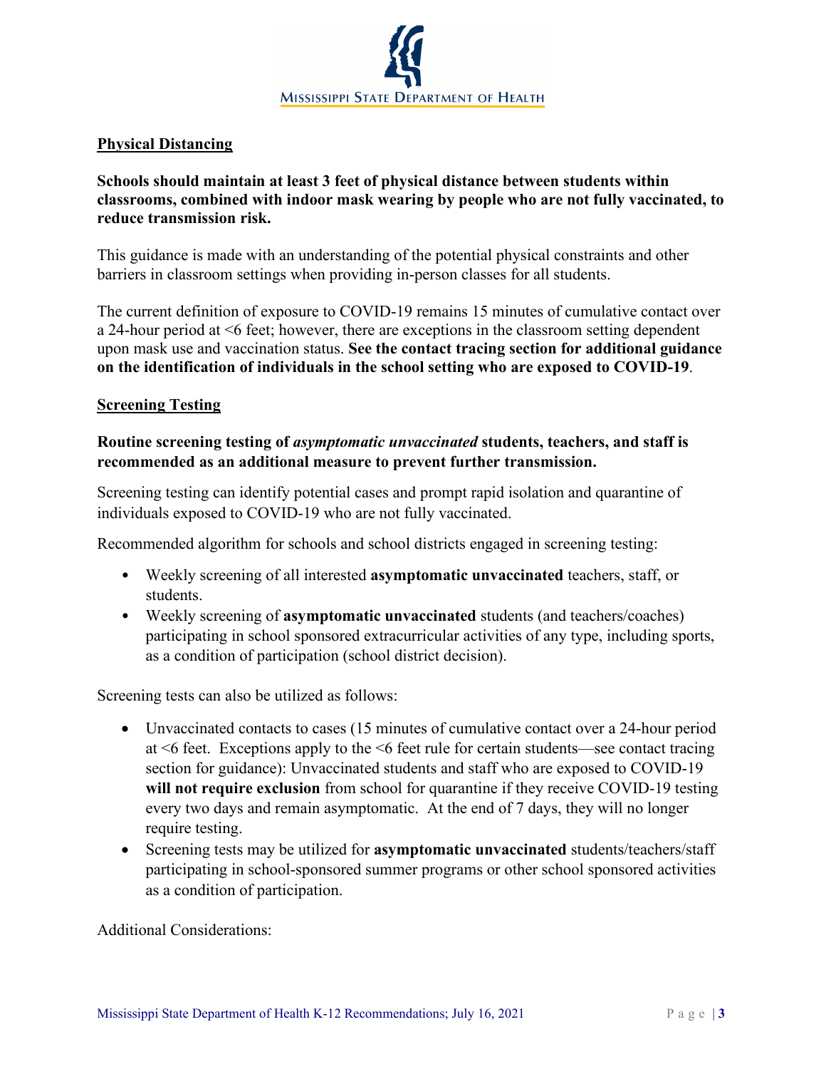## Physical Distancing

**Schools should maintain at least 3 feet of physical distance between students within classrooms, combined with indoor mask wearing by people who are not fully vaccinated, to reduce transmission risk.**

This guidance is made with an understanding of the potential physical constraints and other barriers in classroom settings when providing in-person classes for all students.

The current definition of exposure to COVID-19 remains 15 minutes of cumulative contact over a 24-hour period at <6 feet; however, there are exceptions in the classroom setting dependent upon mask use and vaccination status. **See the contact tracing section for additional guidance on the identification of individuals in the school setting who are exposed to COVID-19**.

## Screening Testing

**Routine screening testing of *asymptomatic unvaccinated* students, teachers, and staff is recommended as an additional measure to prevent further transmission.**

Screening testing can identify potential cases and prompt rapid isolation and quarantine of individuals exposed to COVID-19 who are not fully vaccinated.

Recommended algorithm for schools and school districts engaged in screening testing:

- Weekly screening of all interested **asymptomatic unvaccinated** teachers, staff, or students.
- Weekly screening of **asymptomatic unvaccinated** students (and teachers/coaches) participating in school sponsored extracurricular activities of any type, including sports, as a condition of participation (school district decision).

Screening tests can also be utilized as follows:

- Unvaccinated contacts to cases (15 minutes of cumulative contact over a 24-hour period at <6 feet. Exceptions apply to the <6 feet rule for certain students—see contact tracing section for guidance): Unvaccinated students and staff who are exposed to COVID-19 **will not require exclusion** from school for quarantine if they receive COVID-19 testing every two days and remain asymptomatic. At the end of 7 days, they will no longer require testing.
- Screening tests may be utilized for **asymptomatic unvaccinated** students/teachers/staff participating in school-sponsored summer programs or other school sponsored activities as a condition of participation.

Additional Considerations: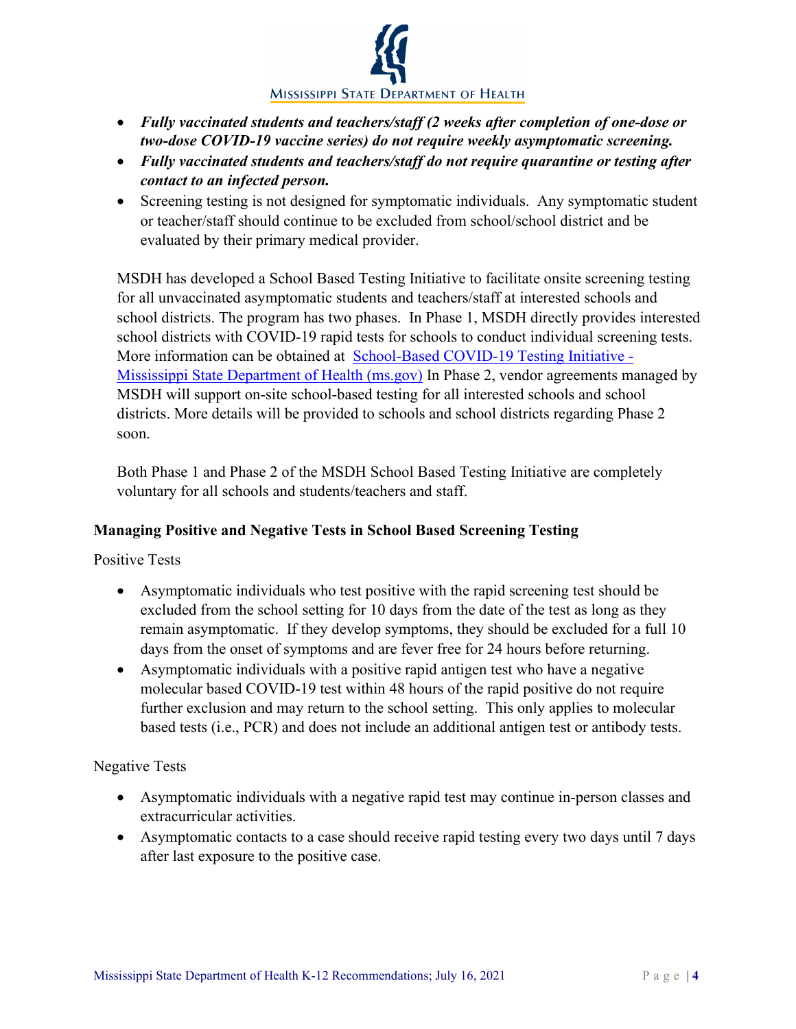- ***Fully vaccinated students and teachers/staff (2 weeks after completion of one-dose or two-dose COVID-19 vaccine series) do not require weekly asymptomatic screening.***
- ***Fully vaccinated students and teachers/staff do not require quarantine or testing after contact to an infected person.***
- Screening testing is not designed for symptomatic individuals. Any symptomatic student or teacher/staff should continue to be excluded from school/school district and be evaluated by their primary medical provider.

MSDH has developed a School Based Testing Initiative to facilitate onsite screening testing for all unvaccinated asymptomatic students and teachers/staff at interested schools and school districts. The program has two phases. In Phase 1, MSDH directly provides interested school districts with COVID-19 rapid tests for schools to conduct individual screening tests. More information can be obtained at [School-Based COVID-19 Testing Initiative - Mississippi State Department of Health (ms.gov)](ms.gov) In Phase 2, vendor agreements managed by MSDH will support on-site school-based testing for all interested schools and school districts. More details will be provided to schools and school districts regarding Phase 2 soon.

Both Phase 1 and Phase 2 of the MSDH School Based Testing Initiative are completely voluntary for all schools and students/teachers and staff.

### Managing Positive and Negative Tests in School Based Screening Testing

Positive Tests

- Asymptomatic individuals who test positive with the rapid screening test should be excluded from the school setting for 10 days from the date of the test as long as they remain asymptomatic. If they develop symptoms, they should be excluded for a full 10 days from the onset of symptoms and are fever free for 24 hours before returning.
- Asymptomatic individuals with a positive rapid antigen test who have a negative molecular based COVID-19 test within 48 hours of the rapid positive do not require further exclusion and may return to the school setting. This only applies to molecular based tests (i.e., PCR) and does not include an additional antigen test or antibody tests.

Negative Tests

- Asymptomatic individuals with a negative rapid test may continue in-person classes and extracurricular activities.
- Asymptomatic contacts to a case should receive rapid testing every two days until 7 days after last exposure to the positive case.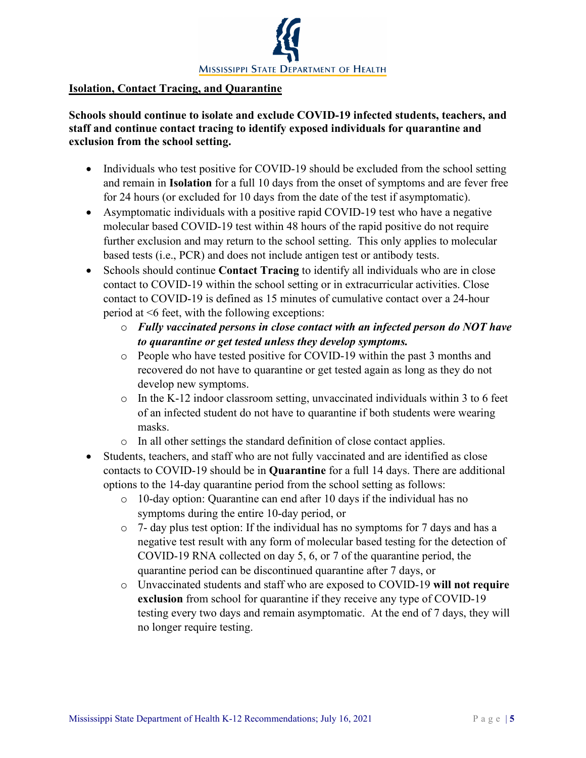## Isolation, Contact Tracing, and Quarantine

**Schools should continue to isolate and exclude COVID-19 infected students, teachers, and staff and continue contact tracing to identify exposed individuals for quarantine and exclusion from the school setting.**

- Individuals who test positive for COVID-19 should be excluded from the school setting and remain in **Isolation** for a full 10 days from the onset of symptoms and are fever free for 24 hours (or excluded for 10 days from the date of the test if asymptomatic).
- Asymptomatic individuals with a positive rapid COVID-19 test who have a negative molecular based COVID-19 test within 48 hours of the rapid positive do not require further exclusion and may return to the school setting. This only applies to molecular based tests (i.e., PCR) and does not include antigen test or antibody tests.
- Schools should continue **Contact Tracing** to identify all individuals who are in close contact to COVID-19 within the school setting or in extracurricular activities. Close contact to COVID-19 is defined as 15 minutes of cumulative contact over a 24-hour period at <6 feet, with the following exceptions:
    - ***Fully vaccinated persons in close contact with an infected person do NOT have to quarantine or get tested unless they develop symptoms.***
    - People who have tested positive for COVID-19 within the past 3 months and recovered do not have to quarantine or get tested again as long as they do not develop new symptoms.
    - In the K-12 indoor classroom setting, unvaccinated individuals within 3 to 6 feet of an infected student do not have to quarantine if both students were wearing masks.
    - In all other settings the standard definition of close contact applies.
- Students, teachers, and staff who are not fully vaccinated and are identified as close contacts to COVID-19 should be in **Quarantine** for a full 14 days. There are additional options to the 14-day quarantine period from the school setting as follows:
    - 10-day option: Quarantine can end after 10 days if the individual has no symptoms during the entire 10-day period, or
    - 7- day plus test option: If the individual has no symptoms for 7 days and has a negative test result with any form of molecular based testing for the detection of COVID-19 RNA collected on day 5, 6, or 7 of the quarantine period, the quarantine period can be discontinued quarantine after 7 days, or
    - Unvaccinated students and staff who are exposed to COVID-19 **will not require exclusion** from school for quarantine if they receive any type of COVID-19 testing every two days and remain asymptomatic. At the end of 7 days, they will no longer require testing.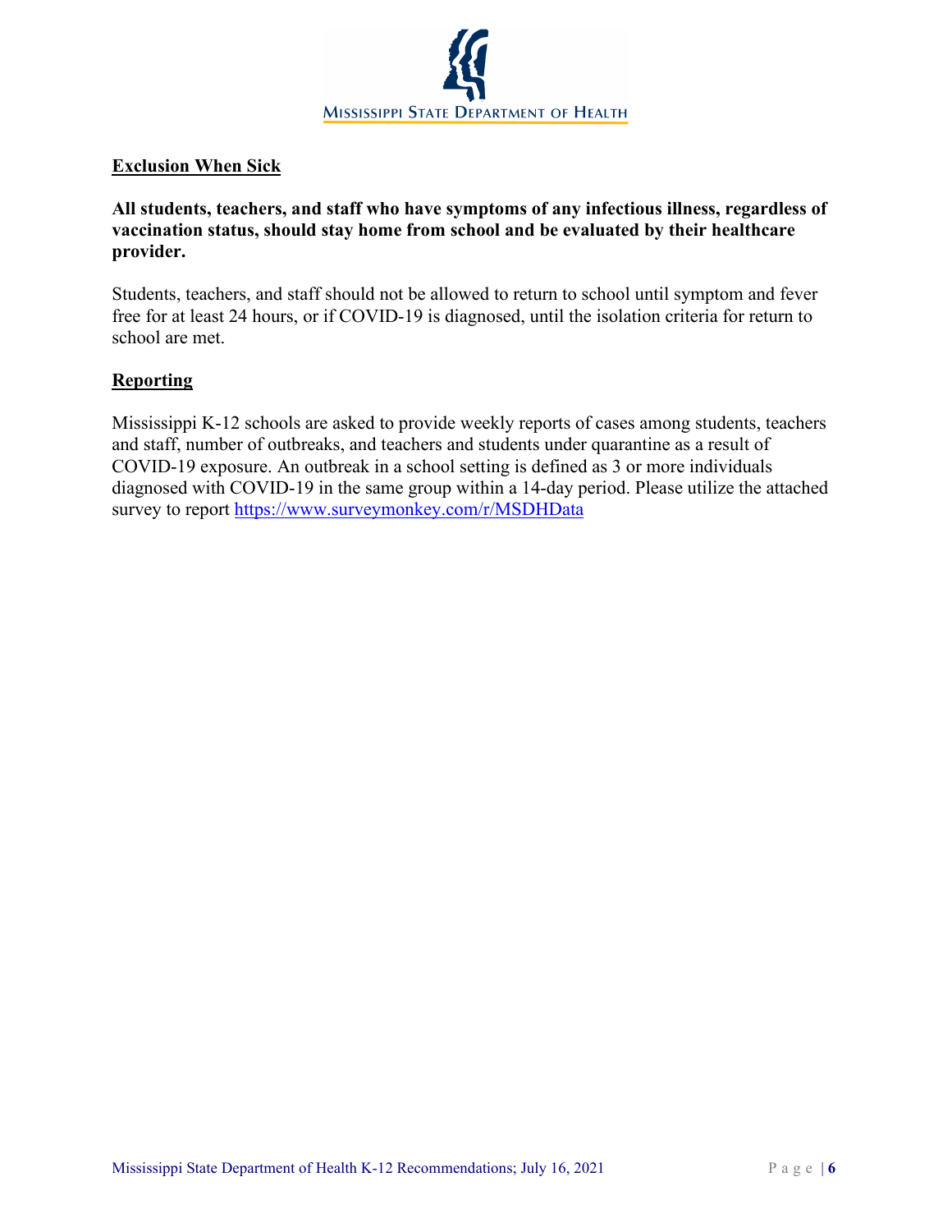## Exclusion When Sick

**All students, teachers, and staff who have symptoms of any infectious illness, regardless of vaccination status, should stay home from school and be evaluated by their healthcare provider.**

Students, teachers, and staff should not be allowed to return to school until symptom and fever free for at least 24 hours, or if COVID-19 is diagnosed, until the isolation criteria for return to school are met.

## Reporting

Mississippi K-12 schools are asked to provide weekly reports of cases among students, teachers and staff, number of outbreaks, and teachers and students under quarantine as a result of COVID-19 exposure. An outbreak in a school setting is defined as 3 or more individuals diagnosed with COVID-19 in the same group within a 14-day period. Please utilize the attached survey to report https://www.surveymonkey.com/r/MSDHData